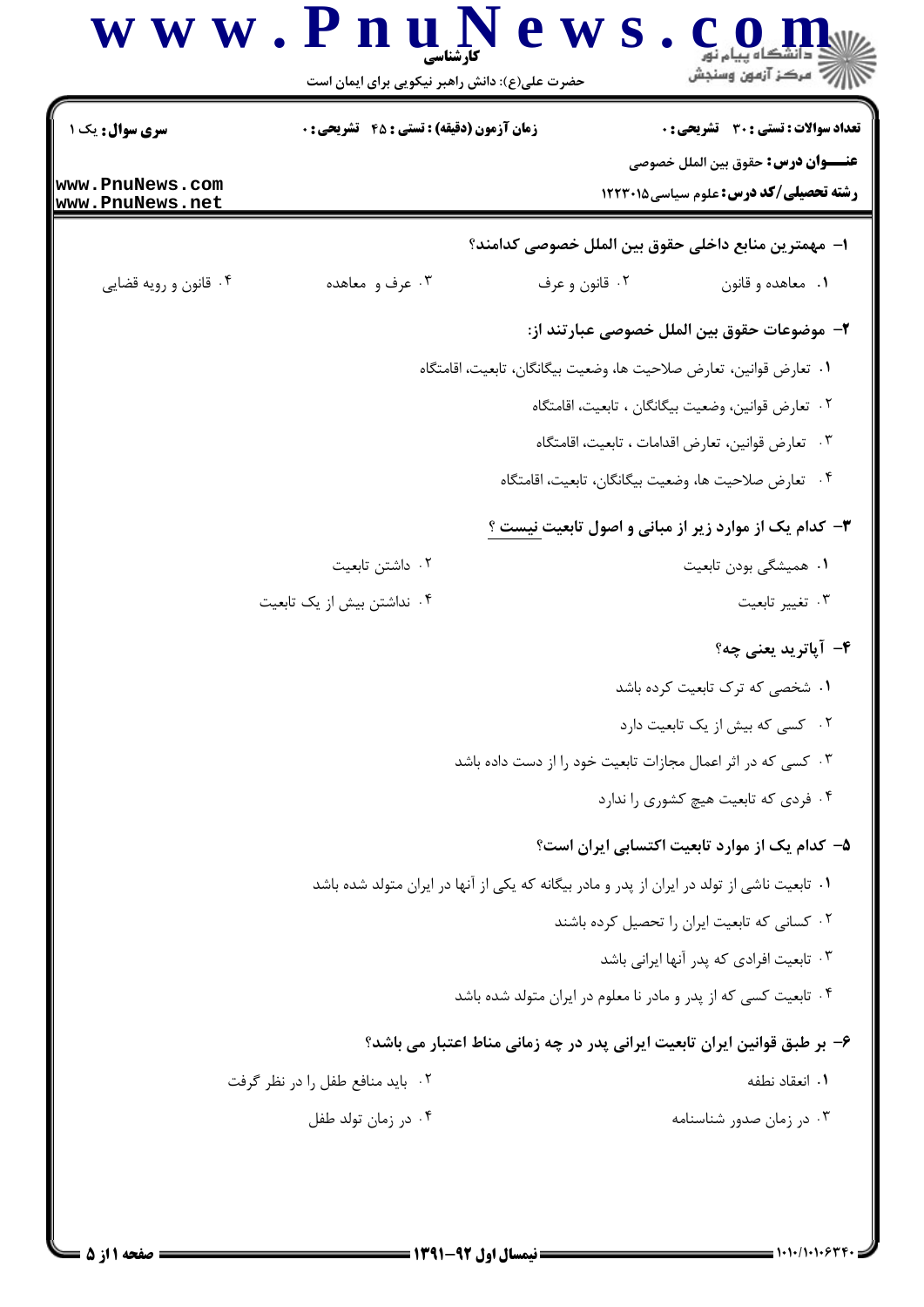**تعداد سوالات : تستی : ۳۰ تشریحی : ۰** | **زمان آزمون (دقیقه) : تستی : ۴۵ تشریحی : ۰** | **سری سوال : یک ۱**

**عنـــوان درس:** حقوق بین الملل خصوصی

**رشته تحصیلی/کد درس:** علوم سیاسی ۱۲۲۳۰۱۵

**۱- مهمترین منابع داخلی حقوق بین الملل خصوصی کدامند؟**

۱. معاهده و قانون
۲. قانون و عرف
۳. عرف و معاهده
۴. قانون و رویه قضایی

**۲- موضوعات حقوق بین الملل خصوصی عبارتند از:**

۱. تعارض قوانین، تعارض صلاحیت ها، وضعیت بیگانگان، تابعیت، اقامتگاه
۲. تعارض قوانین، وضعیت بیگانگان ، تابعیت، اقامتگاه
۳. تعارض قوانین، تعارض اقدامات ، تابعیت، اقامتگاه
۴. تعارض صلاحیت ها، وضعیت بیگانگان، تابعیت، اقامتگاه

**۳- کدام یک از موارد زیر از مبانی و اصول تابعیت نیست ؟**

۱. همیشگی بودن تابعیت
۲. داشتن تابعیت
۳. تغییر تابعیت
۴. نداشتن بیش از یک تابعیت

**۴- آپاترید یعنی چه؟**

۱. شخصی که ترک تابعیت کرده باشد
۲. کسی که بیش از یک تابعیت دارد
۳. کسی که در اثر اعمال مجازات تابعیت خود را از دست داده باشد
۴. فردی که تابعیت هیچ کشوری را ندارد

**۵- کدام یک از موارد تابعیت اکتسابی ایران است؟**

۱. تابعیت ناشی از تولد در ایران از پدر و مادر بیگانه که یکی از آنها در ایران متولد شده باشد
۲. کسانی که تابعیت ایران را تحصیل کرده باشند
۳. تابعیت افرادی که پدر آنها ایرانی باشد
۴. تابعیت کسی که از پدر و مادر نا معلوم در ایران متولد شده باشد

**۶- بر طبق قوانین ایران تابعیت ایرانی پدر در چه زمانی مناط اعتبار می باشد؟**

۱. انعقاد نطفه
۲. باید منافع طفل را در نظر گرفت
۳. در زمان صدور شناسنامه
۴. در زمان تولد طفل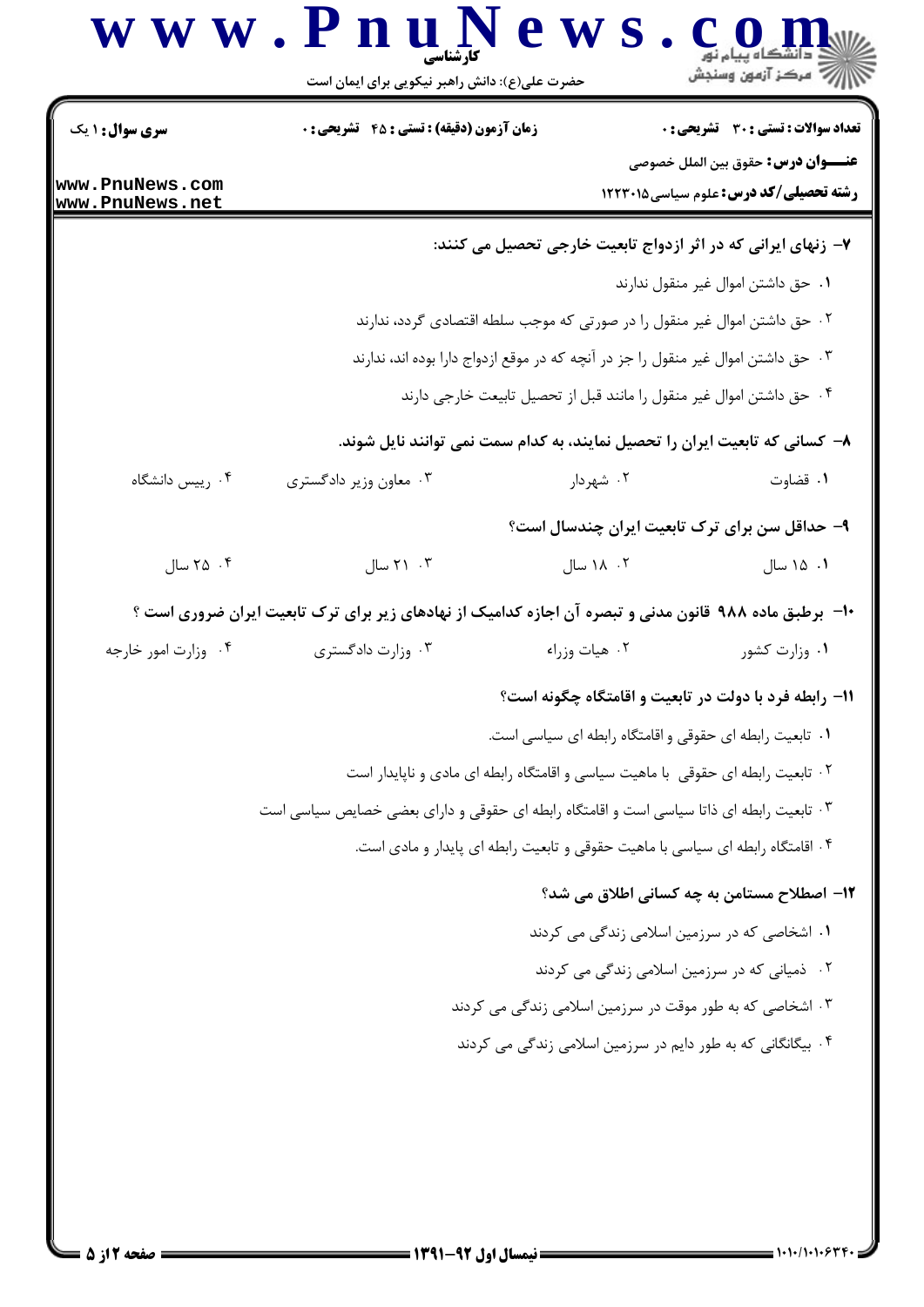**سری سوال:** ۱ یک | **زمان آزمون (دقیقه) : تستی :** ۴۵ **تشریحی :** ۰ | **تعداد سوالات : تستی :** ۳۰ **تشریحی :** ۰

**عنـــوان درس:** حقوق بین الملل خصوصی

**رشته تحصیلی/کد درس:** علوم سیاسی۱۲۲۳۰۱۵

۷- زنهای ایرانی که در اثر ازدواج تابعیت خارجی تحصیل می کنند:

۱. حق داشتن اموال غیر منقول ندارند

۲. حق داشتن اموال غیر منقول را در صورتی که موجب سلطه اقتصادی گردد، ندارند

۳. حق داشتن اموال غیر منقول را جز در آنچه که در موقع ازدواج دارا بوده اند، ندارند

۴. حق داشتن اموال غیر منقول را مانند قبل از تحصیل تابعیت خارجی دارند

۸- کسانی که تابعیت ایران را تحصیل نمایند، به کدام سمت نمی توانند نایل شوند.

۱. قضاوت &nbsp;&nbsp; ۲. شهردار &nbsp;&nbsp; ۳. معاون وزیر دادگستری &nbsp;&nbsp; ۴. رییس دانشگاه

۹- حداقل سن برای ترک تابعیت ایران چندسال است؟

۱. ۱۵ سال &nbsp;&nbsp; ۲. ۱۸ سال &nbsp;&nbsp; ۳. ۲۱ سال &nbsp;&nbsp; ۴. ۲۵ سال

۱۰- برطبق ماده ۹۸۸ قانون مدنی و تبصره آن اجازه کدامیک از نهادهای زیر برای ترک تابعیت ایران ضروری است ؟

۱. وزارت کشور &nbsp;&nbsp; ۲. هیات وزراء &nbsp;&nbsp; ۳. وزارت دادگستری &nbsp;&nbsp; ۴. وزارت امور خارجه

۱۱- رابطه فرد با دولت در تابعیت و اقامتگاه چگونه است؟

۱. تابعیت رابطه ای حقوقی و اقامتگاه رابطه ای سیاسی است.

۲. تابعیت رابطه ای حقوقی با ماهیت سیاسی و اقامتگاه رابطه ای مادی و ناپایدار است

۳. تابعیت رابطه ای ذاتا سیاسی است و اقامتگاه رابطه ای حقوقی و دارای بعضی خصایص سیاسی است

۴. اقامتگاه رابطه ای سیاسی با ماهیت حقوقی و تابعیت رابطه ای پایدار و مادی است.

۱۲- اصطلاح مستامن به چه کسانی اطلاق می شد؟

۱. اشخاصی که در سرزمین اسلامی زندگی می کردند

۲. ذمیانی که در سرزمین اسلامی زندگی می کردند

۳. اشخاصی که به طور موقت در سرزمین اسلامی زندگی می کردند

۴. بیگانگانی که به طور دایم در سرزمین اسلامی زندگی می کردند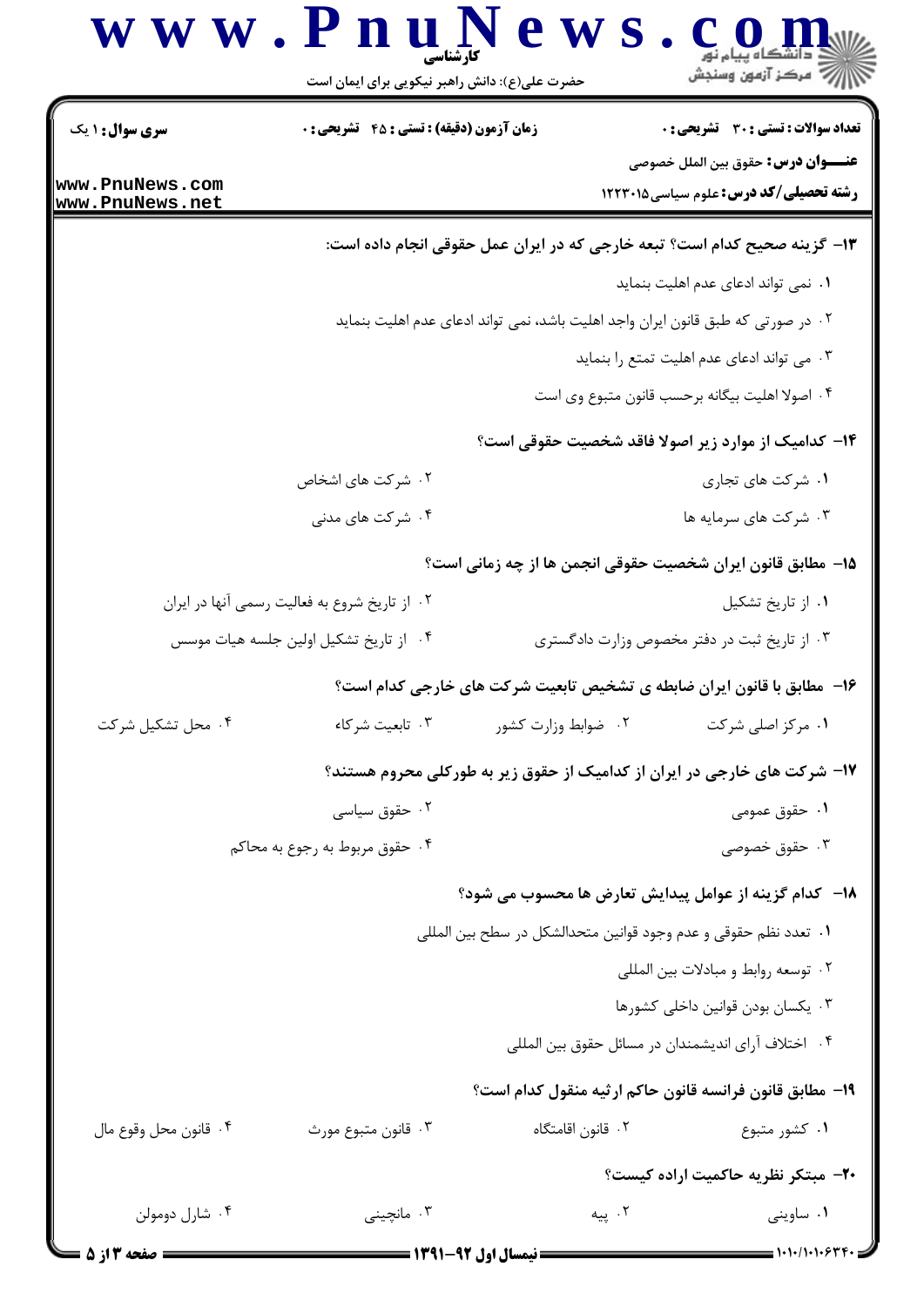۱۳- گزینه صحیح کدام است؟ تبعه خارجی که در ایران عمل حقوقی انجام داده است:

۱. نمی تواند ادعای عدم اهلیت بنماید

۲. در صورتی که طبق قانون ایران واجد اهلیت باشد، نمی تواند ادعای عدم اهلیت بنماید

۳. می تواند ادعای عدم اهلیت تمتع را بنماید

۴. اصولا اهلیت بیگانه برحسب قانون متبوع وی است

۱۴- کدامیک از موارد زیر اصولا فاقد شخصیت حقوقی است؟

۱. شرکت های تجاری

۲. شرکت های اشخاص

۳. شرکت های سرمایه ها

۴. شرکت های مدنی

۱۵- مطابق قانون ایران شخصیت حقوقی انجمن ها از چه زمانی است؟

۱. از تاریخ تشکیل

۲. از تاریخ شروع به فعالیت رسمی آنها در ایران

۳. از تاریخ ثبت در دفتر مخصوص وزارت دادگستری

۴. از تاریخ تشکیل اولین جلسه هیات موسس

۱۶- مطابق با قانون ایران ضابطه ی تشخیص تابعیت شرکت های خارجی کدام است؟

۱. مرکز اصلی شرکت

۲. ضوابط وزارت کشور

۳. تابعیت شرکاء

۴. محل تشکیل شرکت

۱۷- شرکت های خارجی در ایران از کدامیک از حقوق زیر به طورکلی محروم هستند؟

۱. حقوق عمومی

۲. حقوق سیاسی

۳. حقوق خصوصی

۴. حقوق مربوط به رجوع به محاکم

۱۸- کدام گزینه از عوامل پیدایش تعارض ها محسوب می شود؟

۱. تعدد نظم حقوقی و عدم وجود قوانین متحدالشکل در سطح بین المللی

۲. توسعه روابط و مبادلات بین المللی

۳. یکسان بودن قوانین داخلی کشورها

۴. اختلاف آرای اندیشمندان در مسائل حقوق بین المللی

۱۹- مطابق قانون فرانسه قانون حاکم ارثیه منقول کدام است؟

۱. کشور متبوع

۲. قانون اقامتگاه

۳. قانون متبوع مورث

۴. قانون محل وقوع مال

۲۰- مبتکر نظریه حاکمیت اراده کیست؟

۱. ساوینی

۲. پیه

۳. مانچینی

۴. شارل دومولن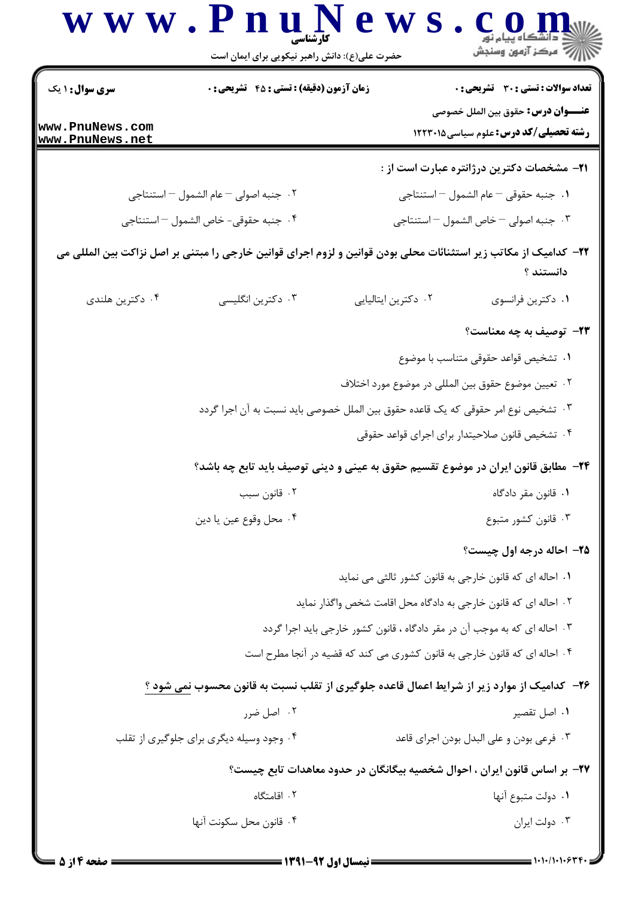**۲۱- مشخصات دکترین درژانتره عبارت است از :**

۱. جنبه حقوقی – عام الشمول – استنتاجی

۲. جنبه اصولی – عام الشمول – استنتاجی

۳. جنبه اصولی – خاص الشمول – استنتاجی

۴. جنبه حقوقی- خاص الشمول – استنتاجی

**۲۲- کدامیک از مکاتب زیر استثنائات محلی بودن قوانین و لزوم اجرای قوانین خارجی را مبتنی بر اصل نزاکت بین المللی می دانستند ؟**

۱. دکترین فرانسوی

۲. دکترین ایتالیایی

۳. دکترین انگلیسی

۴. دکترین هلندی

**۲۳- توصیف به چه معناست؟**

۱. تشخیص قواعد حقوقی متناسب با موضوع

۲. تعیین موضوع حقوق بین المللی در موضوع مورد اختلاف

۳. تشخیص نوع امر حقوقی که یک قاعده حقوق بین الملل خصوصی باید نسبت به آن اجرا گردد

۴. تشخیص قانون صلاحیتدار برای اجرای قواعد حقوقی

**۲۴- مطابق قانون ایران در موضوع تقسیم حقوق به عینی و دینی توصیف باید تابع چه باشد؟**

۱. قانون مقر دادگاه

۲. قانون سبب

۳. قانون کشور متبوع

۴. محل وقوع عین یا دین

**۲۵- احاله درجه اول چیست؟**

۱. احاله ای که قانون خارجی به قانون کشور ثالثی می نماید

۲. احاله ای که قانون خارجی به دادگاه محل اقامت شخص واگذار نماید

۳. احاله ای که به موجب آن در مقر دادگاه ، قانون کشور خارجی باید اجرا گردد

۴. احاله ای که قانون خارجی به قانون کشوری می کند که قضیه در آنجا مطرح است

**۲۶- کدامیک از موارد زیر از شرایط اعمال قاعده جلوگیری از تقلب نسبت به قانون محسوب نمی شود ؟**

۱. اصل تقصیر

۲. اصل ضرر

۳. فرعی بودن و علی البدل بودن اجرای قاعد

۴. وجود وسیله دیگری برای جلوگیری از تقلب

**۲۷- بر اساس قانون ایران ، احوال شخصیه بیگانگان در حدود معاهدات تابع چیست؟**

۱. دولت متبوع آنها

۲. اقامتگاه

۳. دولت ایران

۴. قانون محل سکونت آنها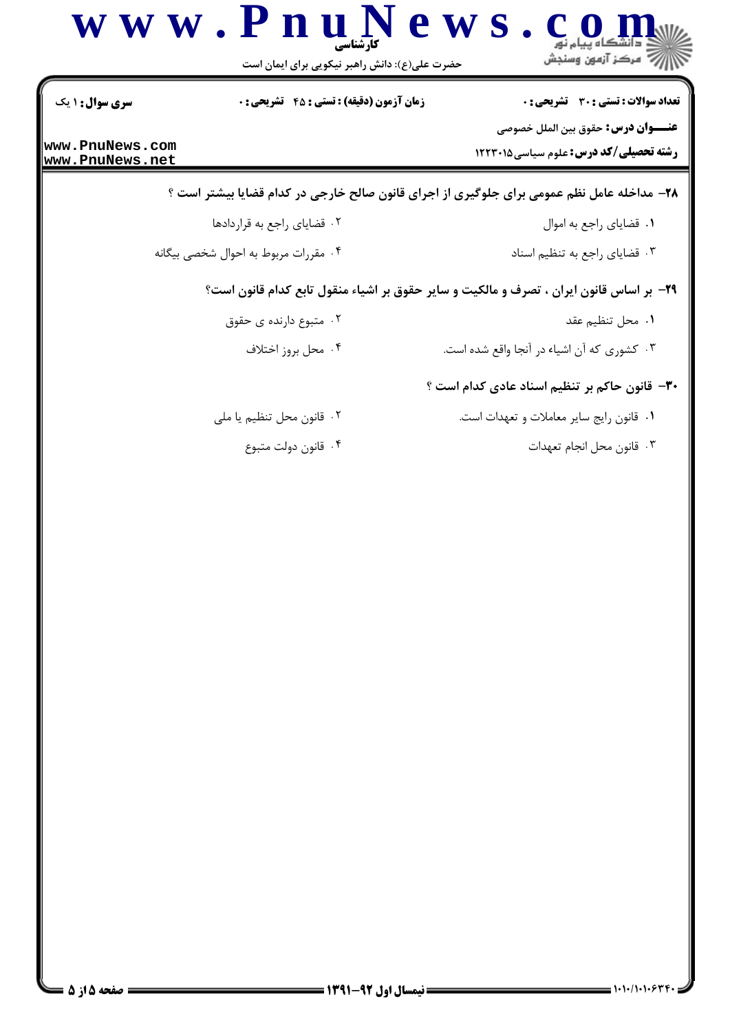**۲۸-** مداخله عامل نظم عمومی برای جلوگیری از اجرای قانون صالح خارجی در کدام قضایا بیشتر است ؟

۱. قضایای راجع به اموال

۲. قضایای راجع به قراردادها

۳. قضایای راجع به تنظیم اسناد

۴. مقررات مربوط به احوال شخصی بیگانه

**۲۹-** بر اساس قانون ایران ، تصرف و مالکیت و سایر حقوق بر اشیاء منقول تابع کدام قانون است؟

۱. محل تنظیم عقد

۲. متبوع دارنده ی حقوق

۳. کشوری که آن اشیاء در آنجا واقع شده است.

۴. محل بروز اختلاف

**۳۰-** قانون حاکم بر تنظیم اسناد عادی کدام است ؟

۱. قانون رایج سایر معاملات و تعهدات است.

۲. قانون محل تنظیم یا ملی

۳. قانون محل انجام تعهدات

۴. قانون دولت متبوع